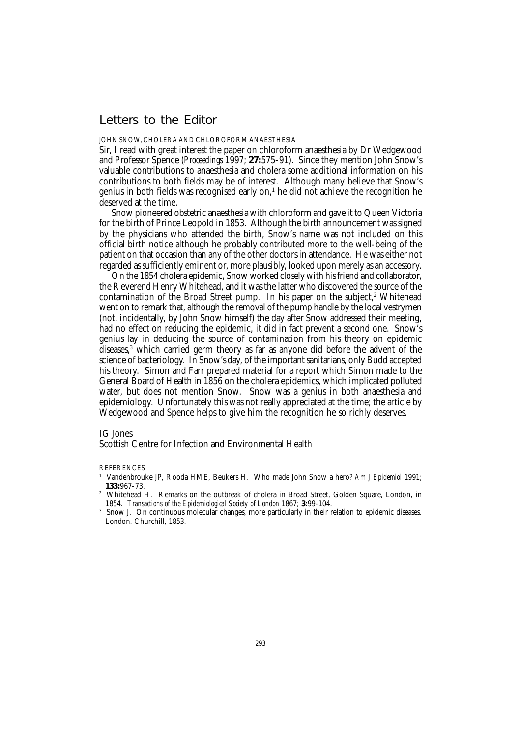# Letters to the Editor

JOHN SNOW, CHOLERA AND CHLOROFORM ANAESTHESIA

Sir, I read with great interest the paper on chloroform anaesthesia by Dr Wedgewood and Professor Spence (*Proceedings* 1997; **27:**575-91). Since they mention John Snow's valuable contributions to anaesthesia and cholera some additional information on his contributions to both fields may be of interest. Although many believe that Snow's genius in both fields was recognised early on,[1] he did not achieve the recognition he deserved at the time.

Snow pioneered obstetric anaesthesia with chloroform and gave it to Queen Victoria for the birth of Prince Leopold in 1853. Although the birth announcement was signed by the physicians who attended the birth, Snow's name was not included on this official birth notice although he probably contributed more to the well-being of the patient on that occasion than any of the other doctors in attendance. He was either not regarded as sufficiently eminent or, more plausibly, looked upon merely as an accessory.

On the 1854 cholera epidemic, Snow worked closely with his friend and collaborator, the Reverend Henry Whitehead, and it was the latter who discovered the source of the contamination of the Broad Street pump. In his paper on the subject,[2] Whitehead went on to remark that, although the removal of the pump handle by the local vestrymen (not, incidentally, by John Snow himself) the day after Snow addressed their meeting, had no effect on reducing the epidemic, it did in fact prevent a second one. Snow's genius lay in deducing the source of contamination from his theory on epidemic diseases,[3] which carried germ theory as far as anyone did before the advent of the science of bacteriology. In Snow's day, of the important sanitarians, only Budd accepted his theory. Simon and Farr prepared material for a report which Simon made to the General Board of Health in 1856 on the cholera epidemics, which implicated polluted water, but does not mention Snow. Snow was a genius in both anaesthesia and epidemiology. Unfortunately this was not really appreciated at the time; the article by Wedgewood and Spence helps to give him the recognition he so richly deserves.

IG Jones
Scottish Centre for Infection and Environmental Health

REFERENCES

1. Vandenbrouke JP, Rooda HME, Beukers H. Who made John Snow a hero? *Am J Epidemiol* 1991; **133:**967-73.
2. Whitehead H. Remarks on the outbreak of cholera in Broad Street, Golden Square, London, in 1854. *Transactions of the Epidemiological Society of London* 1867; **3:**99-104.
3. Snow J. On continuous molecular changes, more particularly in their relation to epidemic diseases. London. Churchill, 1853.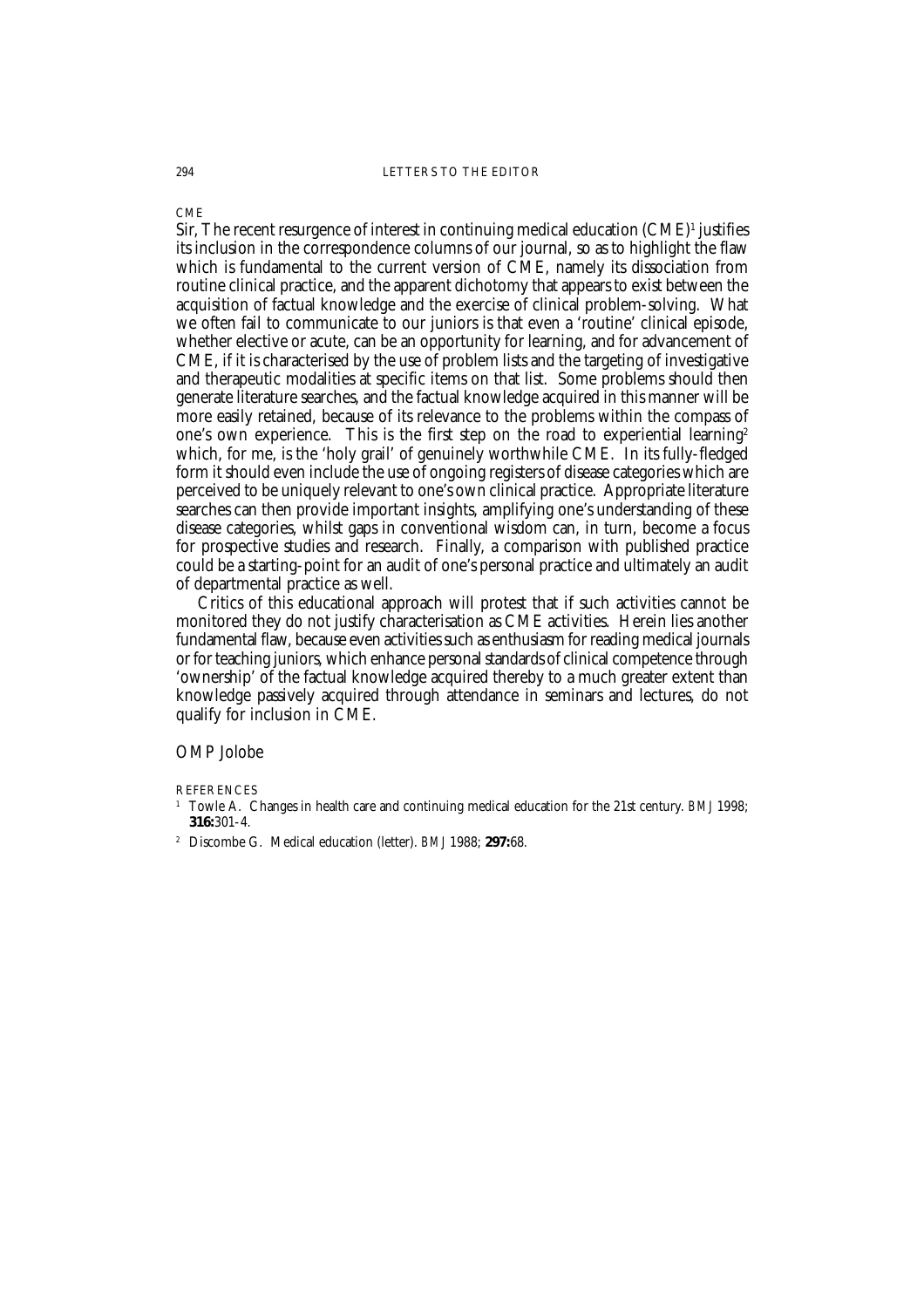CME

Sir, The recent resurgence of interest in continuing medical education (CME)[1] justifies its inclusion in the correspondence columns of our journal, so as to highlight the flaw which is fundamental to the current version of CME, namely its dissociation from routine clinical practice, and the apparent dichotomy that appears to exist between the acquisition of factual knowledge and the exercise of clinical problem-solving. What we often fail to communicate to our juniors is that even a 'routine' clinical episode, whether elective or acute, can be an opportunity for learning, and for advancement of CME, if it is characterised by the use of problem lists and the targeting of investigative and therapeutic modalities at specific items on that list. Some problems should then generate literature searches, and the factual knowledge acquired in this manner will be more easily retained, because of its relevance to the problems within the compass of one's own experience. This is the first step on the road to experiential learning[2] which, for me, is the 'holy grail' of genuinely worthwhile CME. In its fully-fledged form it should even include the use of ongoing registers of disease categories which are perceived to be uniquely relevant to one's own clinical practice. Appropriate literature searches can then provide important insights, amplifying one's understanding of these disease categories, whilst gaps in conventional wisdom can, in turn, become a focus for prospective studies and research. Finally, a comparison with published practice could be a starting-point for an audit of one's personal practice and ultimately an audit of departmental practice as well.

Critics of this educational approach will protest that if such activities cannot be monitored they do not justify characterisation as CME activities. Herein lies another fundamental flaw, because even activities such as enthusiasm for reading medical journals or for teaching juniors, which enhance personal standards of clinical competence through 'ownership' of the factual knowledge acquired thereby to a much greater extent than knowledge passively acquired through attendance in seminars and lectures, do not qualify for inclusion in CME.

OMP Jolobe

REFERENCES

1. Towle A. Changes in health care and continuing medical education for the 21st century. *BMJ* 1998; **316:**301-4.
2. Discombe G. Medical education (letter). *BMJ* 1988; **297:**68.